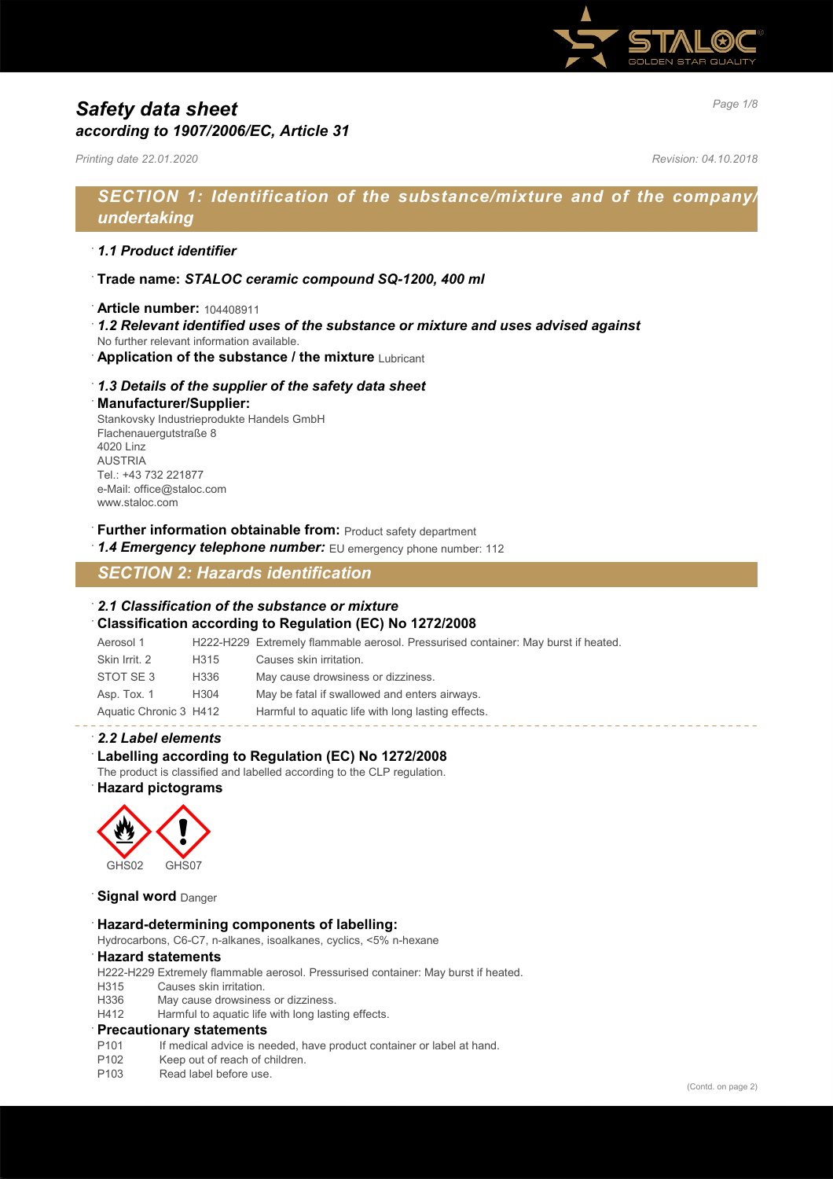# Safety data sheet
## according to 1907/2006/EC, Article 31

*Printing date 22.01.2020* *Revision: 04.10.2018*

## SECTION 1: Identification of the substance/mixture and of the company/undertaking

· ***1.1 Product identifier***

· **Trade name:** ***STALOC ceramic compound SQ-1200, 400 ml***

· **Article number:** 104408911
· ***1.2 Relevant identified uses of the substance or mixture and uses advised against***
No further relevant information available.
· **Application of the substance / the mixture** Lubricant

· ***1.3 Details of the supplier of the safety data sheet***
· **Manufacturer/Supplier:**
Stankovsky Industrieprodukte Handels GmbH
Flachenauergutstraße 8
4020 Linz
AUSTRIA
Tel.: +43 732 221877
e-Mail: office@staloc.com
www.staloc.com

· **Further information obtainable from:** Product safety department
· ***1.4 Emergency telephone number:*** EU emergency phone number: 112

## SECTION 2: Hazards identification

· ***2.1 Classification of the substance or mixture***
· **Classification according to Regulation (EC) No 1272/2008**

| | | |
|---|---|---|
| Aerosol 1 | H222-H229 | Extremely flammable aerosol. Pressurised container: May burst if heated. |
| Skin Irrit. 2 | H315 | Causes skin irritation. |
| STOT SE 3 | H336 | May cause drowsiness or dizziness. |
| Asp. Tox. 1 | H304 | May be fatal if swallowed and enters airways. |
| Aquatic Chronic 3 | H412 | Harmful to aquatic life with long lasting effects. |

· ***2.2 Label elements***
· **Labelling according to Regulation (EC) No 1272/2008**
The product is classified and labelled according to the CLP regulation.
· **Hazard pictograms**

GHS02 GHS07

· **Signal word** Danger

· **Hazard-determining components of labelling:**
Hydrocarbons, C6-C7, n-alkanes, isoalkanes, cyclics, <5% n-hexane
· **Hazard statements**
H222-H229 Extremely flammable aerosol. Pressurised container: May burst if heated.
H315 Causes skin irritation.
H336 May cause drowsiness or dizziness.
H412 Harmful to aquatic life with long lasting effects.
· **Precautionary statements**
P101 If medical advice is needed, have product container or label at hand.
P102 Keep out of reach of children.
P103 Read label before use.

(Contd. on page 2)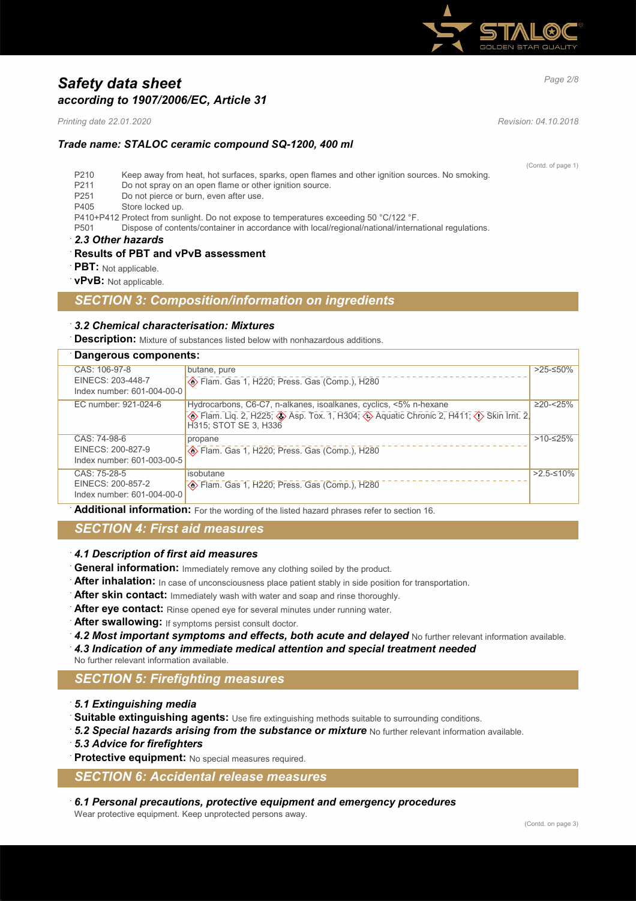(Contd. of page 1)

P210 Keep away from heat, hot surfaces, sparks, open flames and other ignition sources. No smoking.
P211 Do not spray on an open flame or other ignition source.
P251 Do not pierce or burn, even after use.
P405 Store locked up.
P410+P412 Protect from sunlight. Do not expose to temperatures exceeding 50 °C/122 °F.
P501 Dispose of contents/container in accordance with local/regional/national/international regulations.

### 2.3 Other hazards

**Results of PBT and vPvB assessment**

**PBT:** Not applicable.

**vPvB:** Not applicable.

## SECTION 3: Composition/information on ingredients

### 3.2 Chemical characterisation: Mixtures

**Description:** Mixture of substances listed below with nonhazardous additions.

**Dangerous components:**

| Identifiers | Substance / Classification | Concentration |
|---|---|---|
| CAS: 106-97-8<br>EINECS: 203-448-7<br>Index number: 601-004-00-0 | butane, pure<br>Flam. Gas 1, H220; Press. Gas (Comp.), H280 | >25-≤50% |
| EC number: 921-024-6 | Hydrocarbons, C6-C7, n-alkanes, isoalkanes, cyclics, <5% n-hexane<br>Flam. Liq. 2, H225; Asp. Tox. 1, H304; Aquatic Chronic 2, H411; Skin Irrit. 2, H315; STOT SE 3, H336 | ≥20-<25% |
| CAS: 74-98-6<br>EINECS: 200-827-9<br>Index number: 601-003-00-5 | propane<br>Flam. Gas 1, H220; Press. Gas (Comp.), H280 | >10-≤25% |
| CAS: 75-28-5<br>EINECS: 200-857-2<br>Index number: 601-004-00-0 | isobutane<br>Flam. Gas 1, H220; Press. Gas (Comp.), H280 | >2.5-≤10% |

**Additional information:** For the wording of the listed hazard phrases refer to section 16.

## SECTION 4: First aid measures

### 4.1 Description of first aid measures

**General information:** Immediately remove any clothing soiled by the product.

**After inhalation:** In case of unconsciousness place patient stably in side position for transportation.

**After skin contact:** Immediately wash with water and soap and rinse thoroughly.

**After eye contact:** Rinse opened eye for several minutes under running water.

**After swallowing:** If symptoms persist consult doctor.

**4.2 Most important symptoms and effects, both acute and delayed** No further relevant information available.

**4.3 Indication of any immediate medical attention and special treatment needed**
No further relevant information available.

## SECTION 5: Firefighting measures

### 5.1 Extinguishing media

**Suitable extinguishing agents:** Use fire extinguishing methods suitable to surrounding conditions.

**5.2 Special hazards arising from the substance or mixture** No further relevant information available.

### 5.3 Advice for firefighters

**Protective equipment:** No special measures required.

## SECTION 6: Accidental release measures

### 6.1 Personal precautions, protective equipment and emergency procedures

Wear protective equipment. Keep unprotected persons away.

(Contd. on page 3)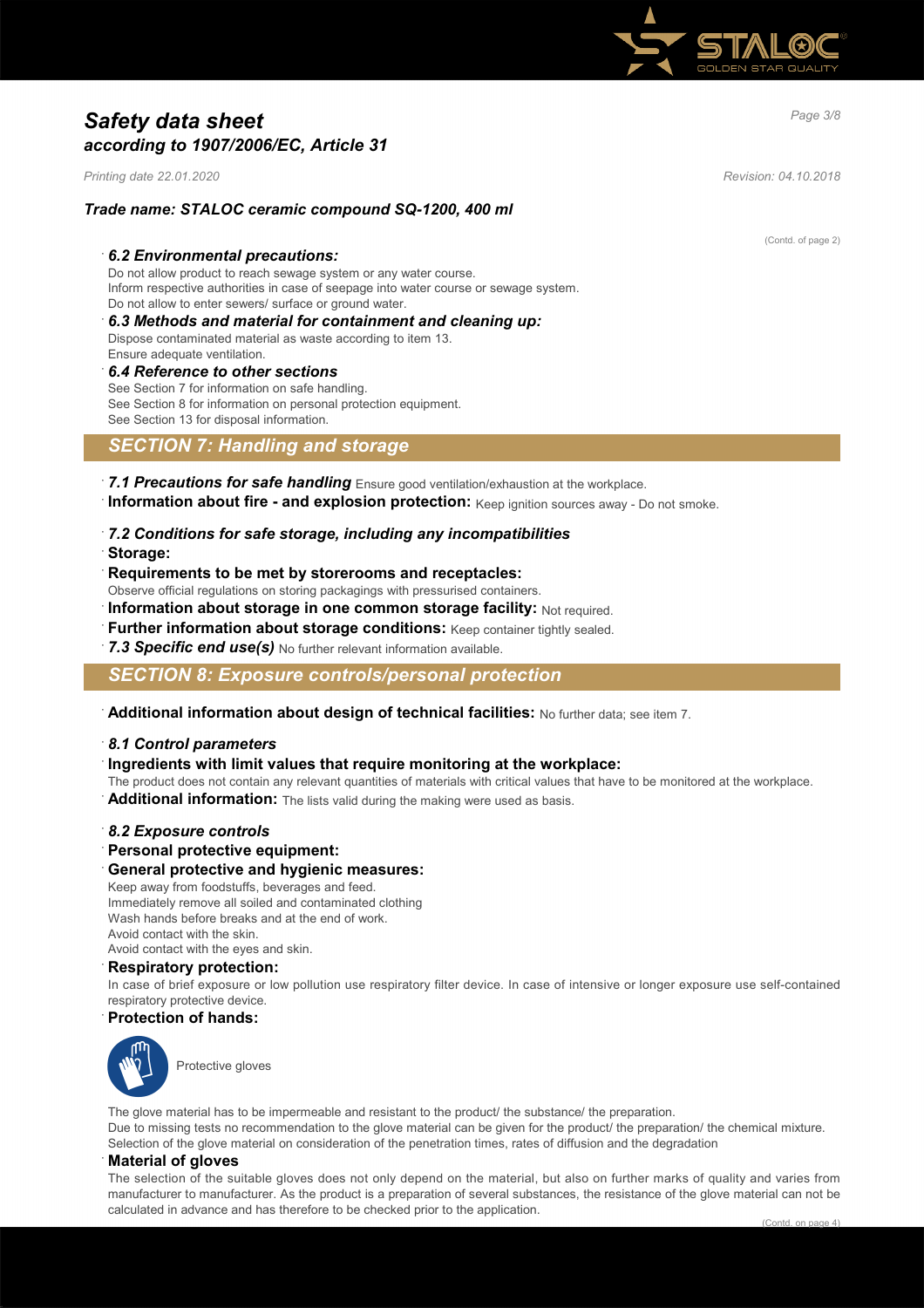# Safety data sheet
## according to 1907/2006/EC, Article 31

*Printing date 22.01.2020* *Revision: 04.10.2018*

### Trade name: STALOC ceramic compound SQ-1200, 400 ml

(Contd. of page 2)

· ***6.2 Environmental precautions:***
Do not allow product to reach sewage system or any water course.
Inform respective authorities in case of seepage into water course or sewage system.
Do not allow to enter sewers/ surface or ground water.

· ***6.3 Methods and material for containment and cleaning up:***
Dispose contaminated material as waste according to item 13.
Ensure adequate ventilation.

· ***6.4 Reference to other sections***
See Section 7 for information on safe handling.
See Section 8 for information on personal protection equipment.
See Section 13 for disposal information.

## SECTION 7: Handling and storage

· ***7.1 Precautions for safe handling*** Ensure good ventilation/exhaustion at the workplace.
· **Information about fire - and explosion protection:** Keep ignition sources away - Do not smoke.

· ***7.2 Conditions for safe storage, including any incompatibilities***
· **Storage:**
· **Requirements to be met by storerooms and receptacles:**
Observe official regulations on storing packagings with pressurised containers.
· **Information about storage in one common storage facility:** Not required.
· **Further information about storage conditions:** Keep container tightly sealed.
· ***7.3 Specific end use(s)*** No further relevant information available.

## SECTION 8: Exposure controls/personal protection

· **Additional information about design of technical facilities:** No further data; see item 7.

· ***8.1 Control parameters***
· **Ingredients with limit values that require monitoring at the workplace:**
The product does not contain any relevant quantities of materials with critical values that have to be monitored at the workplace.
· **Additional information:** The lists valid during the making were used as basis.

· ***8.2 Exposure controls***
· **Personal protective equipment:**
· **General protective and hygienic measures:**
Keep away from foodstuffs, beverages and feed.
Immediately remove all soiled and contaminated clothing
Wash hands before breaks and at the end of work.
Avoid contact with the skin.
Avoid contact with the eyes and skin.
· **Respiratory protection:**
In case of brief exposure or low pollution use respiratory filter device. In case of intensive or longer exposure use self-contained respiratory protective device.
· **Protection of hands:**

Protective gloves

The glove material has to be impermeable and resistant to the product/ the substance/ the preparation.
Due to missing tests no recommendation to the glove material can be given for the product/ the preparation/ the chemical mixture.
Selection of the glove material on consideration of the penetration times, rates of diffusion and the degradation
· **Material of gloves**
The selection of the suitable gloves does not only depend on the material, but also on further marks of quality and varies from manufacturer to manufacturer. As the product is a preparation of several substances, the resistance of the glove material can not be calculated in advance and has therefore to be checked prior to the application.

(Contd. on page 4)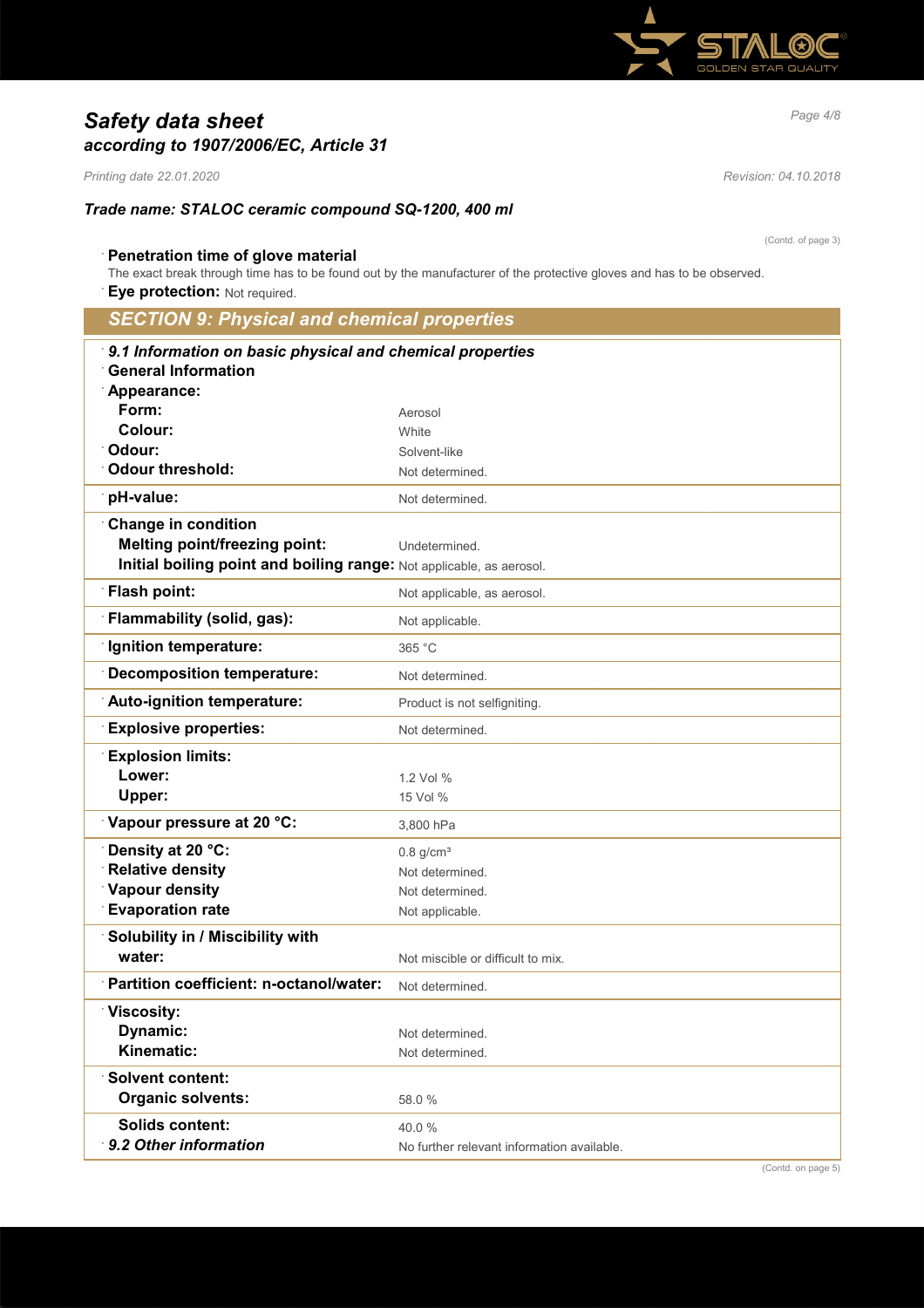# Safety data sheet
## according to 1907/2006/EC, Article 31

*Printing date 22.01.2020* *Revision: 04.10.2018*

### Trade name: STALOC ceramic compound SQ-1200, 400 ml

(Contd. of page 3)

**Penetration time of glove material**

The exact break through time has to be found out by the manufacturer of the protective gloves and has to be observed.

**Eye protection:** Not required.

## SECTION 9: Physical and chemical properties

| | |
|---|---|
| ***9.1 Information on basic physical and chemical properties*** | |
| **General Information** | |
| **Appearance:** | |
| **Form:** | Aerosol |
| **Colour:** | White |
| **Odour:** | Solvent-like |
| **Odour threshold:** | Not determined. |
| **pH-value:** | Not determined. |
| **Change in condition** | |
| **Melting point/freezing point:** | Undetermined. |
| **Initial boiling point and boiling range:** | Not applicable, as aerosol. |
| **Flash point:** | Not applicable, as aerosol. |
| **Flammability (solid, gas):** | Not applicable. |
| **Ignition temperature:** | 365 °C |
| **Decomposition temperature:** | Not determined. |
| **Auto-ignition temperature:** | Product is not selfigniting. |
| **Explosive properties:** | Not determined. |
| **Explosion limits:** | |
| **Lower:** | 1.2 Vol % |
| **Upper:** | 15 Vol % |
| **Vapour pressure at 20 °C:** | 3,800 hPa |
| **Density at 20 °C:** | 0.8 g/cm³ |
| **Relative density** | Not determined. |
| **Vapour density** | Not determined. |
| **Evaporation rate** | Not applicable. |
| **Solubility in / Miscibility with** | |
| **water:** | Not miscible or difficult to mix. |
| **Partition coefficient: n-octanol/water:** | Not determined. |
| **Viscosity:** | |
| **Dynamic:** | Not determined. |
| **Kinematic:** | Not determined. |
| **Solvent content:** | |
| **Organic solvents:** | 58.0 % |
| **Solids content:** | 40.0 % |
| ***9.2 Other information*** | No further relevant information available. |

(Contd. on page 5)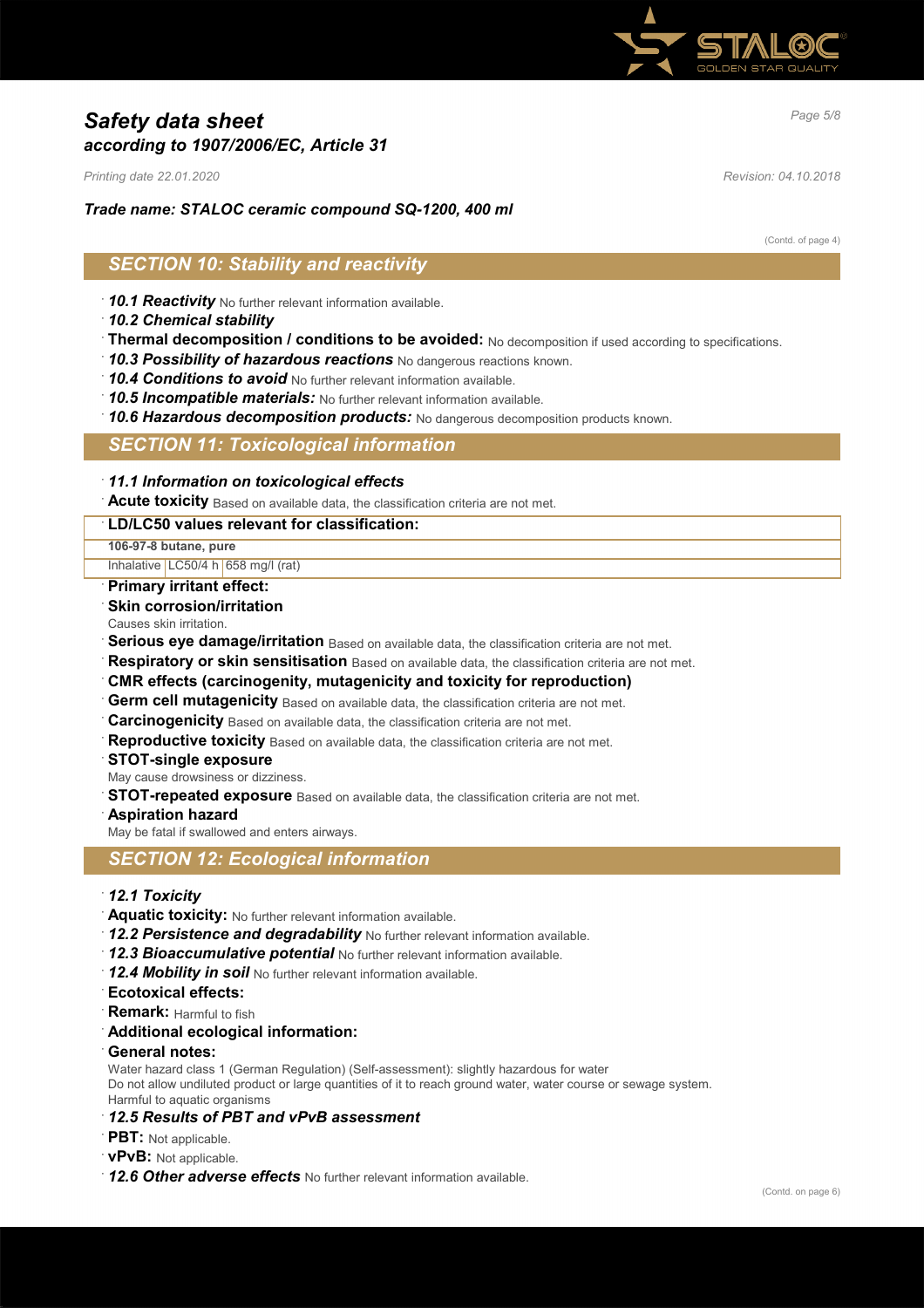# Safety data sheet
## according to 1907/2006/EC, Article 31

*Printing date 22.01.2020* *Revision: 04.10.2018*

***Trade name: STALOC ceramic compound SQ-1200, 400 ml***

(Contd. of page 4)

## SECTION 10: Stability and reactivity

- ***10.1 Reactivity*** No further relevant information available.
- ***10.2 Chemical stability***
- **Thermal decomposition / conditions to be avoided:** No decomposition if used according to specifications.
- ***10.3 Possibility of hazardous reactions*** No dangerous reactions known.
- ***10.4 Conditions to avoid*** No further relevant information available.
- ***10.5 Incompatible materials:*** No further relevant information available.
- ***10.6 Hazardous decomposition products:*** No dangerous decomposition products known.

## SECTION 11: Toxicological information

- ***11.1 Information on toxicological effects***
- **Acute toxicity** Based on available data, the classification criteria are not met.

| **LD/LC50 values relevant for classification:** | | |
|---|---|---|
| **106-97-8 butane, pure** | | |
| Inhalative | LC50/4 h | 658 mg/l (rat) |

- **Primary irritant effect:**
- **Skin corrosion/irritation**
  Causes skin irritation.
- **Serious eye damage/irritation** Based on available data, the classification criteria are not met.
- **Respiratory or skin sensitisation** Based on available data, the classification criteria are not met.
- **CMR effects (carcinogenity, mutagenicity and toxicity for reproduction)**
- **Germ cell mutagenicity** Based on available data, the classification criteria are not met.
- **Carcinogenicity** Based on available data, the classification criteria are not met.
- **Reproductive toxicity** Based on available data, the classification criteria are not met.
- **STOT-single exposure**
  May cause drowsiness or dizziness.
- **STOT-repeated exposure** Based on available data, the classification criteria are not met.
- **Aspiration hazard**
  May be fatal if swallowed and enters airways.

## SECTION 12: Ecological information

- ***12.1 Toxicity***
- **Aquatic toxicity:** No further relevant information available.
- ***12.2 Persistence and degradability*** No further relevant information available.
- ***12.3 Bioaccumulative potential*** No further relevant information available.
- ***12.4 Mobility in soil*** No further relevant information available.
- **Ecotoxical effects:**
- **Remark:** Harmful to fish
- **Additional ecological information:**
- **General notes:**
  Water hazard class 1 (German Regulation) (Self-assessment): slightly hazardous for water
  Do not allow undiluted product or large quantities of it to reach ground water, water course or sewage system.
  Harmful to aquatic organisms
- ***12.5 Results of PBT and vPvB assessment***
- **PBT:** Not applicable.
- **vPvB:** Not applicable.
- ***12.6 Other adverse effects*** No further relevant information available.

(Contd. on page 6)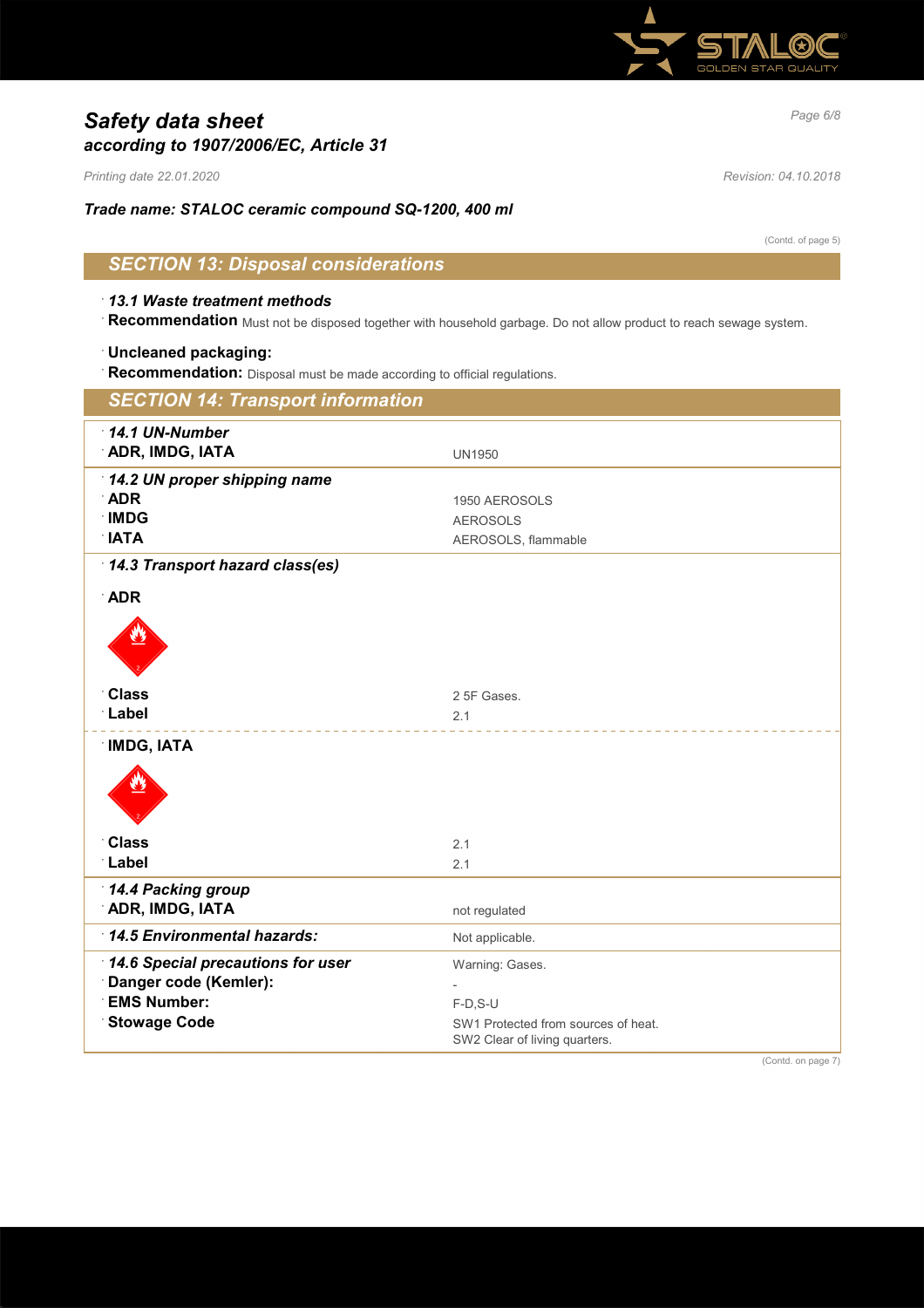# Safety data sheet
## according to 1907/2006/EC, Article 31

*Printing date 22.01.2020* *Revision: 04.10.2018*

***Trade name: STALOC ceramic compound SQ-1200, 400 ml***

(Contd. of page 5)

## SECTION 13: Disposal considerations

· ***13.1 Waste treatment methods***
· **Recommendation** Must not be disposed together with household garbage. Do not allow product to reach sewage system.

· **Uncleaned packaging:**
· **Recommendation:** Disposal must be made according to official regulations.

## SECTION 14: Transport information

| | |
|---|---|
| · ***14.1 UN-Number*** | |
| · **ADR, IMDG, IATA** | UN1950 |
| · ***14.2 UN proper shipping name*** | |
| · **ADR** | 1950 AEROSOLS |
| · **IMDG** | AEROSOLS |
| · **IATA** | AEROSOLS, flammable |
| · ***14.3 Transport hazard class(es)*** | |
| · **ADR** | |
| · **Class** | 2 5F Gases. |
| · **Label** | 2.1 |
| · **IMDG, IATA** | |
| · **Class** | 2.1 |
| · **Label** | 2.1 |
| · ***14.4 Packing group*** | |
| · **ADR, IMDG, IATA** | not regulated |
| · ***14.5 Environmental hazards:*** | Not applicable. |
| · ***14.6 Special precautions for user*** | Warning: Gases. |
| · **Danger code (Kemler):** | - |
| · **EMS Number:** | F-D,S-U |
| · **Stowage Code** | SW1 Protected from sources of heat.<br>SW2 Clear of living quarters. |

(Contd. on page 7)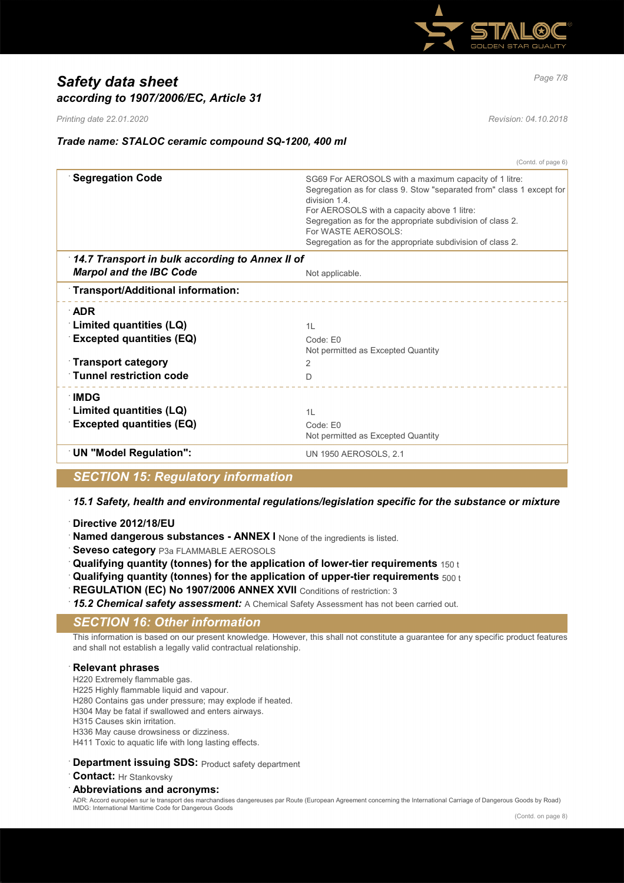# Safety data sheet
## according to 1907/2006/EC, Article 31

*Printing date 22.01.2020* *Revision: 04.10.2018*

### Trade name: STALOC ceramic compound SQ-1200, 400 ml

(Contd. of page 6)

| | |
|---|---|
| **Segregation Code** | SG69 For AEROSOLS with a maximum capacity of 1 litre: Segregation as for class 9. Stow "separated from" class 1 except for division 1.4. For AEROSOLS with a capacity above 1 litre: Segregation as for the appropriate subdivision of class 2. For WASTE AEROSOLS: Segregation as for the appropriate subdivision of class 2. |
| ***14.7 Transport in bulk according to Annex II of Marpol and the IBC Code*** | Not applicable. |
| **Transport/Additional information:** | |
| **ADR** | |
| **Limited quantities (LQ)** | 1L |
| **Excepted quantities (EQ)** | Code: E0<br>Not permitted as Excepted Quantity |
| **Transport category** | 2 |
| **Tunnel restriction code** | D |
| **IMDG** | |
| **Limited quantities (LQ)** | 1L |
| **Excepted quantities (EQ)** | Code: E0<br>Not permitted as Excepted Quantity |
| **UN "Model Regulation":** | UN 1950 AEROSOLS, 2.1 |

## SECTION 15: Regulatory information

***15.1 Safety, health and environmental regulations/legislation specific for the substance or mixture***

**Directive 2012/18/EU**

**Named dangerous substances - ANNEX I** None of the ingredients is listed.

**Seveso category** P3a FLAMMABLE AEROSOLS

**Qualifying quantity (tonnes) for the application of lower-tier requirements** 150 t

**Qualifying quantity (tonnes) for the application of upper-tier requirements** 500 t

**REGULATION (EC) No 1907/2006 ANNEX XVII** Conditions of restriction: 3

***15.2 Chemical safety assessment:*** A Chemical Safety Assessment has not been carried out.

## SECTION 16: Other information

This information is based on our present knowledge. However, this shall not constitute a guarantee for any specific product features and shall not establish a legally valid contractual relationship.

**Relevant phrases**

H220 Extremely flammable gas.
H225 Highly flammable liquid and vapour.
H280 Contains gas under pressure; may explode if heated.
H304 May be fatal if swallowed and enters airways.
H315 Causes skin irritation.
H336 May cause drowsiness or dizziness.
H411 Toxic to aquatic life with long lasting effects.

**Department issuing SDS:** Product safety department

**Contact:** Hr Stankovsky

**Abbreviations and acronyms:**

ADR: Accord européen sur le transport des marchandises dangereuses par Route (European Agreement concerning the International Carriage of Dangerous Goods by Road)
IMDG: International Maritime Code for Dangerous Goods

(Contd. on page 8)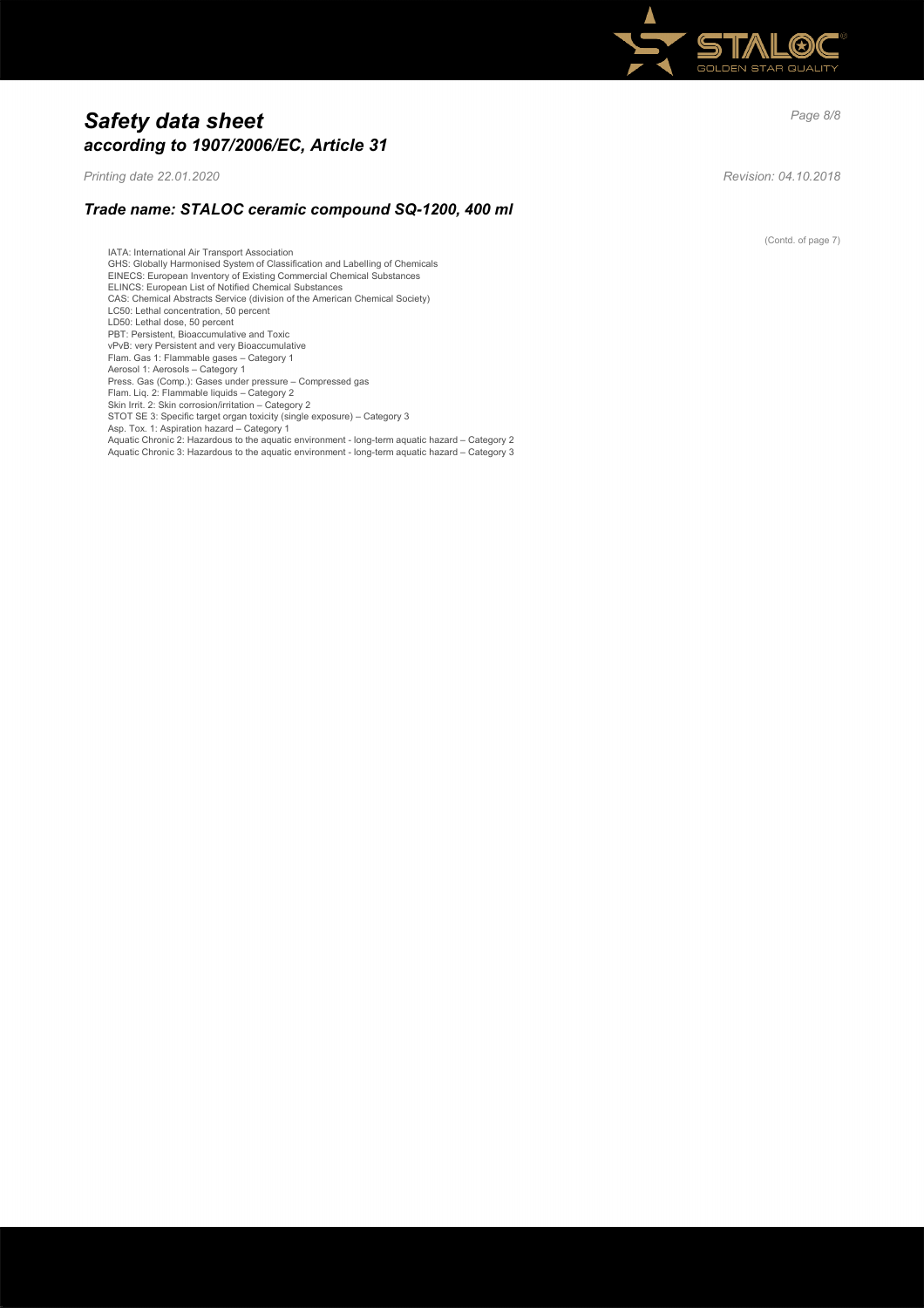IATA: International Air Transport Association
GHS: Globally Harmonised System of Classification and Labelling of Chemicals
EINECS: European Inventory of Existing Commercial Chemical Substances
ELINCS: European List of Notified Chemical Substances
CAS: Chemical Abstracts Service (division of the American Chemical Society)
LC50: Lethal concentration, 50 percent
LD50: Lethal dose, 50 percent
PBT: Persistent, Bioaccumulative and Toxic
vPvB: very Persistent and very Bioaccumulative
Flam. Gas 1: Flammable gases – Category 1
Aerosol 1: Aerosols – Category 1
Press. Gas (Comp.): Gases under pressure – Compressed gas
Flam. Liq. 2: Flammable liquids – Category 2
Skin Irrit. 2: Skin corrosion/irritation – Category 2
STOT SE 3: Specific target organ toxicity (single exposure) – Category 3
Asp. Tox. 1: Aspiration hazard – Category 1
Aquatic Chronic 2: Hazardous to the aquatic environment - long-term aquatic hazard – Category 2
Aquatic Chronic 3: Hazardous to the aquatic environment - long-term aquatic hazard – Category 3